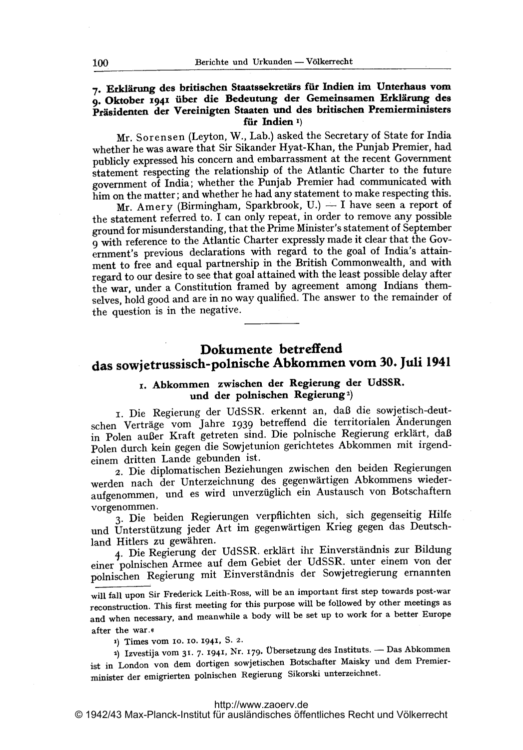### 7. Erklärung des britischen Staatssekretärs für Indien im Unterhaus vom 9. Oktober 1941 über die Bedeutung der Gemeinsamen Erklärung des Präsidenten der Vereinigten Staaten und des britischen Premierministers für Indien [1]

Mr. Sorensen (Leyton, W., Lab.) asked the Secretary of State for India whether he was aware that Sir Sikander Hyat-Khan, the Punjab Premier, had publicly expressed his concern and embarrassment at the recent Government statement respecting the relationship of the Atlantic Charter to the future government of India; whether the Punjab Premier had communicated with him on the matter; and whether he had any statement to make respecting this.

Mr. Amery (Birmingham, Sparkbrook, U.) — I have seen a report of the statement referred to. I can only repeat, in order to remove any possible ground for misunderstanding, that the Prime Minister's statement of September 9 with reference to the Atlantic Charter expressly made it clear that the Government's previous declarations with regard to the goal of India's attainment to free and equal partnership in the British Commonwealth, and with regard to our desire to see that goal attained with the least possible delay after the war, under a Constitution framed by agreement among Indians themselves, hold good and are in no way qualified. The answer to the remainder of the question is in the negative.

---

## Dokumente betreffend das sowjetrussisch-polnische Abkommen vom 30. Juli 1941

### 1. Abkommen zwischen der Regierung der UdSSR. und der polnischen Regierung [2]

1. Die Regierung der UdSSR. erkennt an, daß die sowjetisch-deutschen Verträge vom Jahre 1939 betreffend die territorialen Änderungen in Polen außer Kraft getreten sind. Die polnische Regierung erklärt, daß Polen durch kein gegen die Sowjetunion gerichtetes Abkommen mit irgendeinem dritten Lande gebunden ist.

2. Die diplomatischen Beziehungen zwischen den beiden Regierungen werden nach der Unterzeichnung des gegenwärtigen Abkommens wiederaufgenommen, und es wird unverzüglich ein Austausch von Botschaftern vorgenommen.

3. Die beiden Regierungen verpflichten sich, sich gegenseitig Hilfe und Unterstützung jeder Art im gegenwärtigen Krieg gegen das Deutschland Hitlers zu gewähren.

4. Die Regierung der UdSSR. erklärt ihr Einverständnis zur Bildung einer polnischen Armee auf dem Gebiet der UdSSR. unter einem von der polnischen Regierung mit Einverständnis der Sowjetregierung ernannten

---

will fall upon Sir Frederick Leith-Ross, will be an important first step towards post-war reconstruction. This first meeting for this purpose will be followed by other meetings as and when necessary, and meanwhile a body will be set up to work for a better Europe after the war.«

[1] Times vom 10. 10. 1941, S. 2.

[2] Izvestija vom 31. 7. 1941, Nr. 179. Übersetzung des Instituts. — Das Abkommen ist in London von dem dortigen sowjetischen Botschafter Maisky und dem Premierminister der emigrierten polnischen Regierung Sikorski unterzeichnet.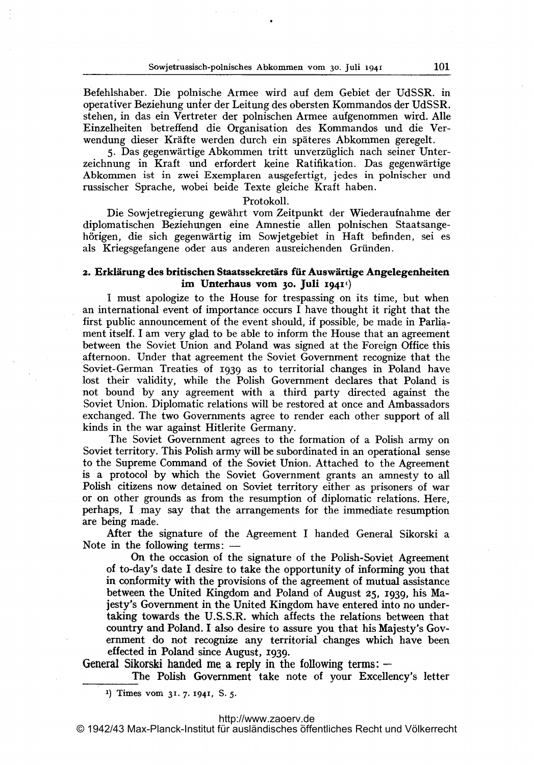Befehlshaber. Die polnische Armee wird auf dem Gebiet der UdSSR. in operativer Beziehung unter der Leitung des obersten Kommandos der UdSSR. stehen, in das ein Vertreter der polnischen Armee aufgenommen wird. Alle Einzelheiten betreffend die Organisation des Kommandos und die Verwendung dieser Kräfte werden durch ein späteres Abkommen geregelt.

5. Das gegenwärtige Abkommen tritt unverzüglich nach seiner Unterzeichnung in Kraft und erfordert keine Ratifikation. Das gegenwärtige Abkommen ist in zwei Exemplaren ausgefertigt, jedes in polnischer und russischer Sprache, wobei beide Texte gleiche Kraft haben.

Protokoll.

Die Sowjetregierung gewährt vom Zeitpunkt der Wiederaufnahme der diplomatischen Beziehungen eine Amnestie allen polnischen Staatsangehörigen, die sich gegenwärtig im Sowjetgebiet in Haft befinden, sei es als Kriegsgefangene oder aus anderen ausreichenden Gründen.

## 2. Erklärung des britischen Staatssekretärs für Auswärtige Angelegenheiten im Unterhaus vom 30. Juli 1941[1])

I must apologize to the House for trespassing on its time, but when an international event of importance occurs I have thought it right that the first public announcement of the event should, if possible, be made in Parliament itself. I am very glad to be able to inform the House that an agreement between the Soviet Union and Poland was signed at the Foreign Office this afternoon. Under that agreement the Soviet Government recognize that the Soviet-German Treaties of 1939 as to territorial changes in Poland have lost their validity, while the Polish Government declares that Poland is not bound by any agreement with a third party directed against the Soviet Union. Diplomatic relations will be restored at once and Ambassadors exchanged. The two Governments agree to render each other support of all kinds in the war against Hitlerite Germany.

The Soviet Government agrees to the formation of a Polish army on Soviet territory. This Polish army will be subordinated in an operational sense to the Supreme Command of the Soviet Union. Attached to the Agreement is a protocol by which the Soviet Government grants an amnesty to all Polish citizens now detained on Soviet territory either as prisoners of war or on other grounds as from the resumption of diplomatic relations. Here, perhaps, I may say that the arrangements for the immediate resumption are being made.

After the signature of the Agreement I handed General Sikorski a Note in the following terms: —

> On the occasion of the signature of the Polish-Soviet Agreement of to-day's date I desire to take the opportunity of informing you that in conformity with the provisions of the agreement of mutual assistance between the United Kingdom and Poland of August 25, 1939, his Majesty's Government in the United Kingdom have entered into no undertaking towards the U.S.S.R. which affects the relations between that country and Poland. I also desire to assure you that his Majesty's Government do not recognize any territorial changes which have been effected in Poland since August, 1939.

General Sikorski handed me a reply in the following terms: —

> The Polish Government take note of your Excellency's letter

[1]) Times vom 31. 7. 1941, S. 5.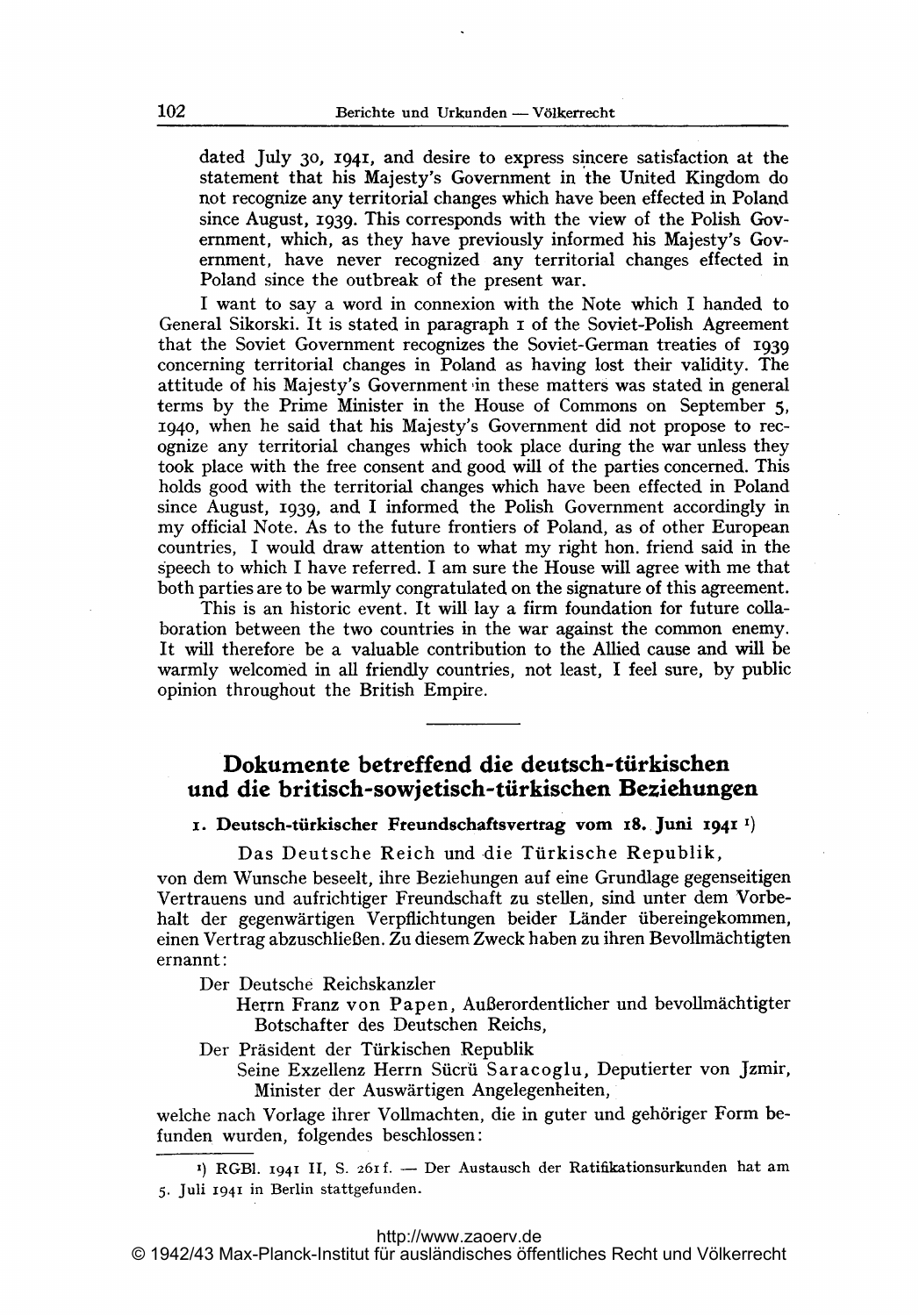dated July 30, 1941, and desire to express sincere satisfaction at the statement that his Majesty's Government in the United Kingdom do not recognize any territorial changes which have been effected in Poland since August, 1939. This corresponds with the view of the Polish Government, which, as they have previously informed his Majesty's Government, have never recognized any territorial changes effected in Poland since the outbreak of the present war.

I want to say a word in connexion with the Note which I handed to General Sikorski. It is stated in paragraph 1 of the Soviet-Polish Agreement that the Soviet Government recognizes the Soviet-German treaties of 1939 concerning territorial changes in Poland as having lost their validity. The attitude of his Majesty's Government in these matters was stated in general terms by the Prime Minister in the House of Commons on September 5, 1940, when he said that his Majesty's Government did not propose to recognize any territorial changes which took place during the war unless they took place with the free consent and good will of the parties concerned. This holds good with the territorial changes which have been effected in Poland since August, 1939, and I informed the Polish Government accordingly in my official Note. As to the future frontiers of Poland, as of other European countries, I would draw attention to what my right hon. friend said in the speech to which I have referred. I am sure the House will agree with me that both parties are to be warmly congratulated on the signature of this agreement.

This is an historic event. It will lay a firm foundation for future collaboration between the two countries in the war against the common enemy. It will therefore be a valuable contribution to the Allied cause and will be warmly welcomed in all friendly countries, not least, I feel sure, by public opinion throughout the British Empire.

---

## Dokumente betreffend die deutsch-türkischen und die britisch-sowjetisch-türkischen Beziehungen

### 1. Deutsch-türkischer Freundschaftsvertrag vom 18. Juni 1941 [1]

Das Deutsche Reich und die Türkische Republik,

von dem Wunsche beseelt, ihre Beziehungen auf eine Grundlage gegenseitigen Vertrauens und aufrichtiger Freundschaft zu stellen, sind unter dem Vorbehalt der gegenwärtigen Verpflichtungen beider Länder übereingekommen, einen Vertrag abzuschließen. Zu diesem Zweck haben zu ihren Bevollmächtigten ernannt:

Der Deutsche Reichskanzler

Herrn Franz von Papen, Außerordentlicher und bevollmächtigter Botschafter des Deutschen Reichs,

Der Präsident der Türkischen Republik

Seine Exzellenz Herrn Sücrü Saracoglu, Deputierter von Jzmir, Minister der Auswärtigen Angelegenheiten,

welche nach Vorlage ihrer Vollmachten, die in guter und gehöriger Form befunden wurden, folgendes beschlossen:

[1] RGBl. 1941 II, S. 261 f. — Der Austausch der Ratifikationsurkunden hat am 5. Juli 1941 in Berlin stattgefunden.